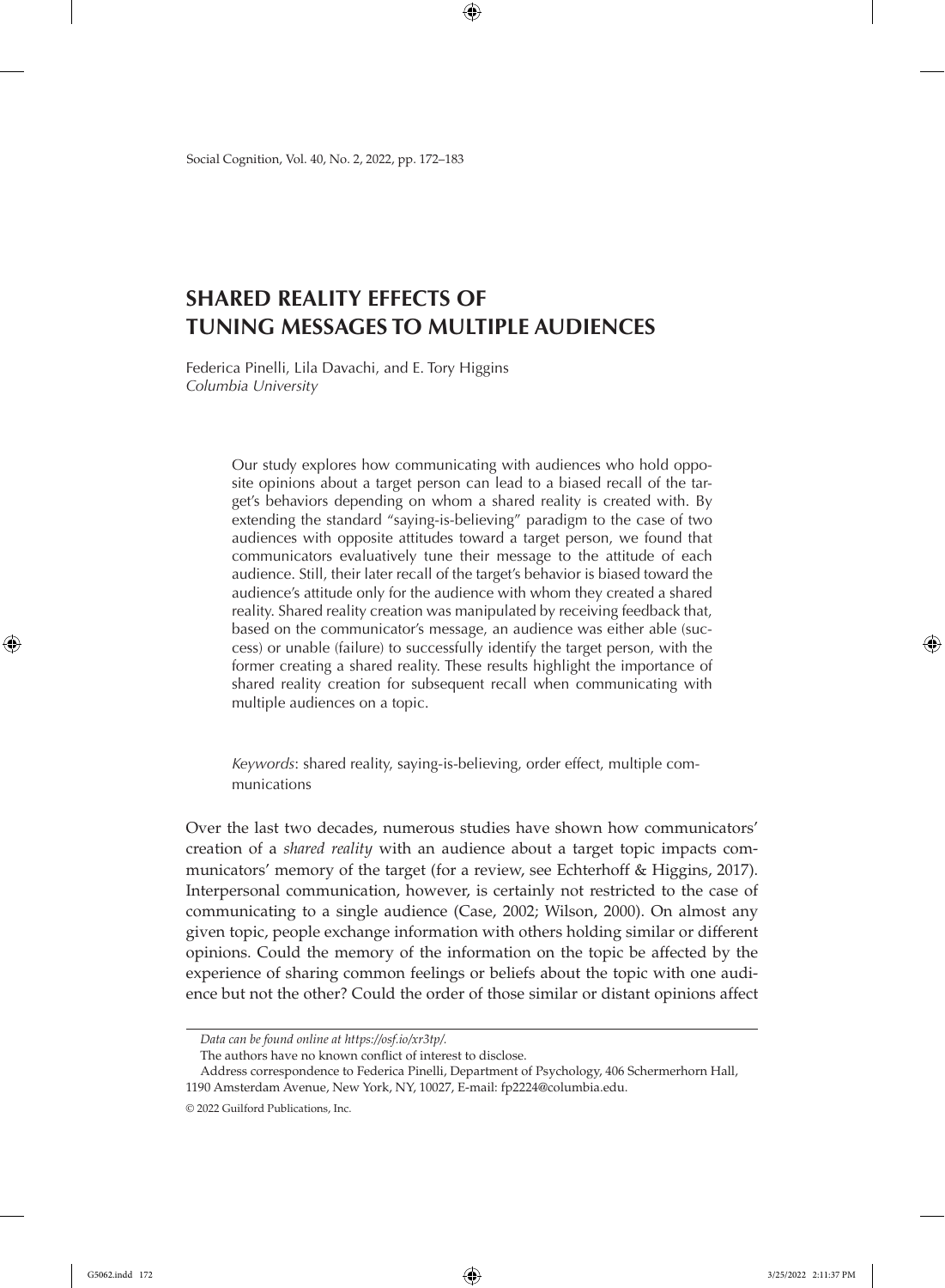# SHARED REALITY EFFECTS OF TUNING MESSAGES TO MULTIPLE AUDIENCES

Federica Pinelli, Lila Davachi, and E. Tory Higgins
*Columbia University*

> Our study explores how communicating with audiences who hold opposite opinions about a target person can lead to a biased recall of the target's behaviors depending on whom a shared reality is created with. By extending the standard "saying-is-believing" paradigm to the case of two audiences with opposite attitudes toward a target person, we found that communicators evaluatively tune their message to the attitude of each audience. Still, their later recall of the target's behavior is biased toward the audience's attitude only for the audience with whom they created a shared reality. Shared reality creation was manipulated by receiving feedback that, based on the communicator's message, an audience was either able (success) or unable (failure) to successfully identify the target person, with the former creating a shared reality. These results highlight the importance of shared reality creation for subsequent recall when communicating with multiple audiences on a topic.
>
> *Keywords*: shared reality, saying-is-believing, order effect, multiple communications

Over the last two decades, numerous studies have shown how communicators' creation of a *shared reality* with an audience about a target topic impacts communicators' memory of the target (for a review, see Echterhoff & Higgins, 2017). Interpersonal communication, however, is certainly not restricted to the case of communicating to a single audience (Case, 2002; Wilson, 2000). On almost any given topic, people exchange information with others holding similar or different opinions. Could the memory of the information on the topic be affected by the experience of sharing common feelings or beliefs about the topic with one audience but not the other? Could the order of those similar or distant opinions affect

---

*Data can be found online at https://osf.io/xr3tp/.*

The authors have no known conflict of interest to disclose.

Address correspondence to Federica Pinelli, Department of Psychology, 406 Schermerhorn Hall, 1190 Amsterdam Avenue, New York, NY, 10027, E-mail: fp2224@columbia.edu.

© 2022 Guilford Publications, Inc.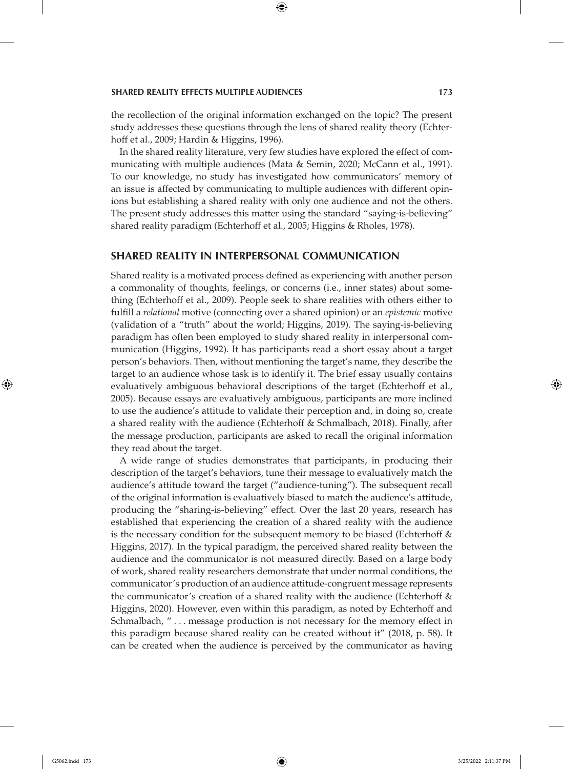the recollection of the original information exchanged on the topic? The present study addresses these questions through the lens of shared reality theory (Echterhoff et al., 2009; Hardin & Higgins, 1996).

In the shared reality literature, very few studies have explored the effect of communicating with multiple audiences (Mata & Semin, 2020; McCann et al., 1991). To our knowledge, no study has investigated how communicators' memory of an issue is affected by communicating to multiple audiences with different opinions but establishing a shared reality with only one audience and not the others. The present study addresses this matter using the standard "saying-is-believing" shared reality paradigm (Echterhoff et al., 2005; Higgins & Rholes, 1978).

## SHARED REALITY IN INTERPERSONAL COMMUNICATION

Shared reality is a motivated process defined as experiencing with another person a commonality of thoughts, feelings, or concerns (i.e., inner states) about something (Echterhoff et al., 2009). People seek to share realities with others either to fulfill a *relational* motive (connecting over a shared opinion) or an *epistemic* motive (validation of a "truth" about the world; Higgins, 2019). The saying-is-believing paradigm has often been employed to study shared reality in interpersonal communication (Higgins, 1992). It has participants read a short essay about a target person's behaviors. Then, without mentioning the target's name, they describe the target to an audience whose task is to identify it. The brief essay usually contains evaluatively ambiguous behavioral descriptions of the target (Echterhoff et al., 2005). Because essays are evaluatively ambiguous, participants are more inclined to use the audience's attitude to validate their perception and, in doing so, create a shared reality with the audience (Echterhoff & Schmalbach, 2018). Finally, after the message production, participants are asked to recall the original information they read about the target.

A wide range of studies demonstrates that participants, in producing their description of the target's behaviors, tune their message to evaluatively match the audience's attitude toward the target ("audience-tuning"). The subsequent recall of the original information is evaluatively biased to match the audience's attitude, producing the "sharing-is-believing" effect. Over the last 20 years, research has established that experiencing the creation of a shared reality with the audience is the necessary condition for the subsequent memory to be biased (Echterhoff & Higgins, 2017). In the typical paradigm, the perceived shared reality between the audience and the communicator is not measured directly. Based on a large body of work, shared reality researchers demonstrate that under normal conditions, the communicator's production of an audience attitude-congruent message represents the communicator's creation of a shared reality with the audience (Echterhoff & Higgins, 2020). However, even within this paradigm, as noted by Echterhoff and Schmalbach, " . . . message production is not necessary for the memory effect in this paradigm because shared reality can be created without it" (2018, p. 58). It can be created when the audience is perceived by the communicator as having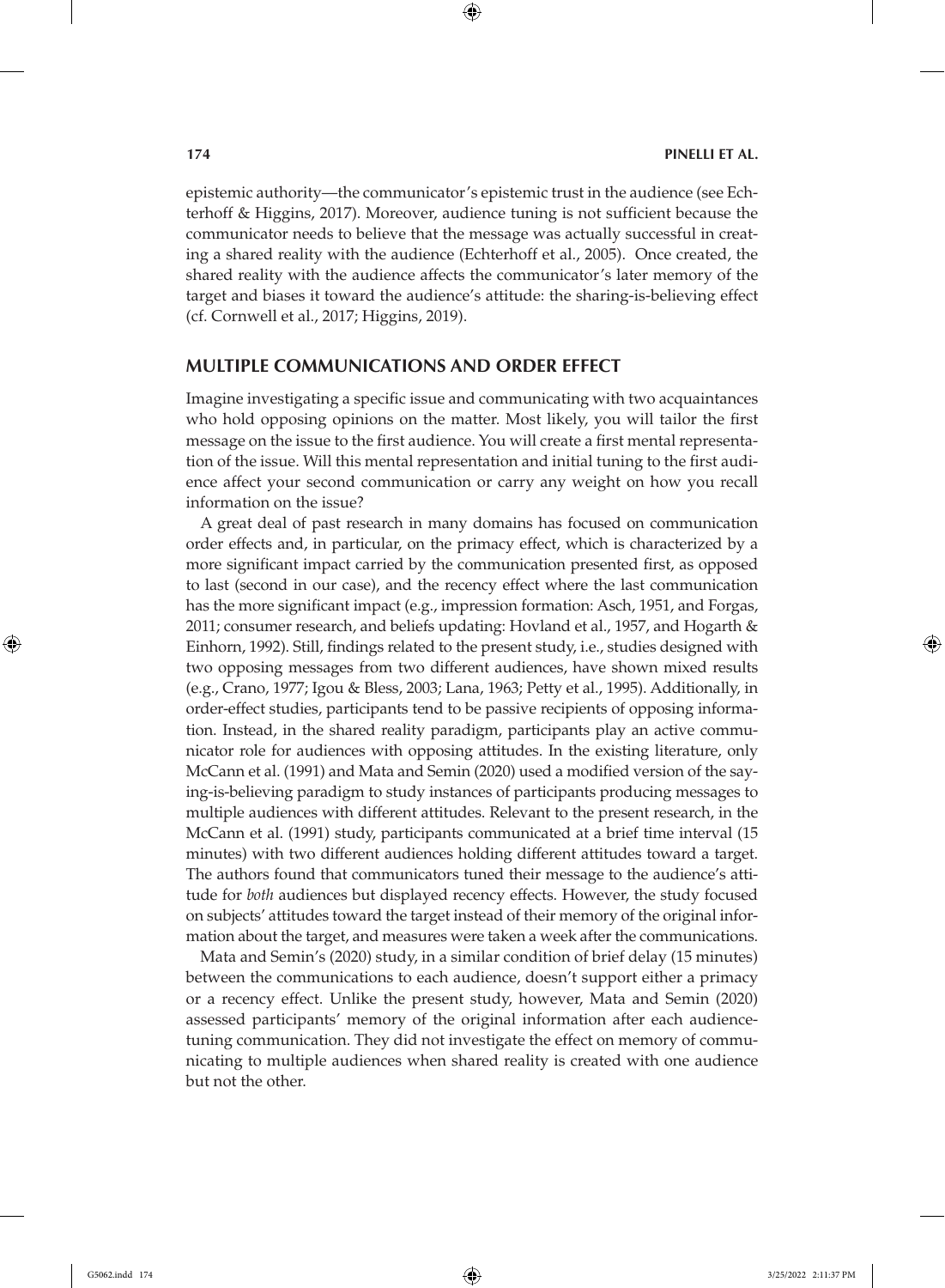epistemic authority—the communicator's epistemic trust in the audience (see Echterhoff & Higgins, 2017). Moreover, audience tuning is not sufficient because the communicator needs to believe that the message was actually successful in creating a shared reality with the audience (Echterhoff et al., 2005). Once created, the shared reality with the audience affects the communicator's later memory of the target and biases it toward the audience's attitude: the sharing-is-believing effect (cf. Cornwell et al., 2017; Higgins, 2019).

## MULTIPLE COMMUNICATIONS AND ORDER EFFECT

Imagine investigating a specific issue and communicating with two acquaintances who hold opposing opinions on the matter. Most likely, you will tailor the first message on the issue to the first audience. You will create a first mental representation of the issue. Will this mental representation and initial tuning to the first audience affect your second communication or carry any weight on how you recall information on the issue?

A great deal of past research in many domains has focused on communication order effects and, in particular, on the primacy effect, which is characterized by a more significant impact carried by the communication presented first, as opposed to last (second in our case), and the recency effect where the last communication has the more significant impact (e.g., impression formation: Asch, 1951, and Forgas, 2011; consumer research, and beliefs updating: Hovland et al., 1957, and Hogarth & Einhorn, 1992). Still, findings related to the present study, i.e., studies designed with two opposing messages from two different audiences, have shown mixed results (e.g., Crano, 1977; Igou & Bless, 2003; Lana, 1963; Petty et al., 1995). Additionally, in order-effect studies, participants tend to be passive recipients of opposing information. Instead, in the shared reality paradigm, participants play an active communicator role for audiences with opposing attitudes. In the existing literature, only McCann et al. (1991) and Mata and Semin (2020) used a modified version of the saying-is-believing paradigm to study instances of participants producing messages to multiple audiences with different attitudes. Relevant to the present research, in the McCann et al. (1991) study, participants communicated at a brief time interval (15 minutes) with two different audiences holding different attitudes toward a target. The authors found that communicators tuned their message to the audience's attitude for *both* audiences but displayed recency effects. However, the study focused on subjects' attitudes toward the target instead of their memory of the original information about the target, and measures were taken a week after the communications.

Mata and Semin's (2020) study, in a similar condition of brief delay (15 minutes) between the communications to each audience, doesn't support either a primacy or a recency effect. Unlike the present study, however, Mata and Semin (2020) assessed participants' memory of the original information after each audience-tuning communication. They did not investigate the effect on memory of communicating to multiple audiences when shared reality is created with one audience but not the other.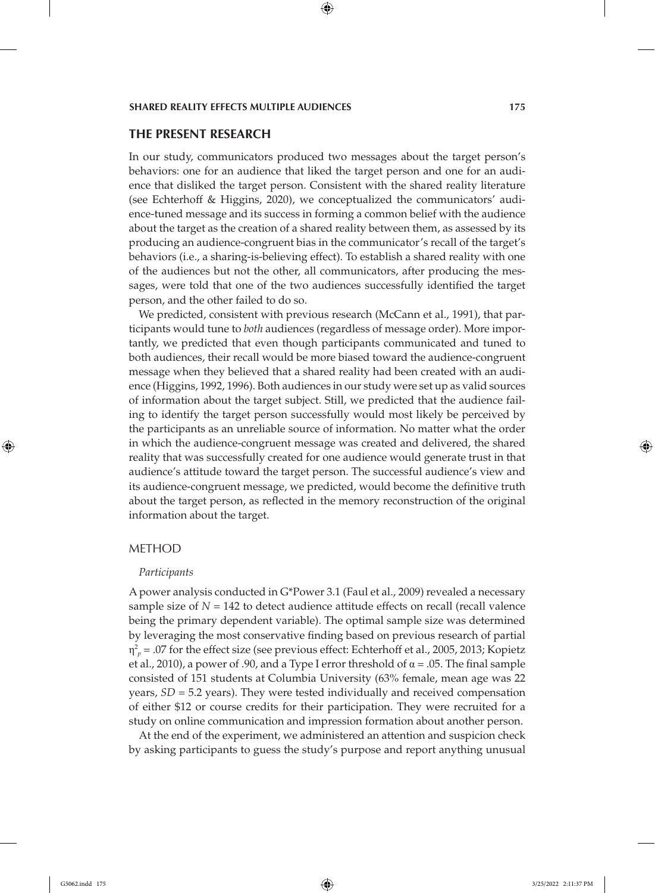## THE PRESENT RESEARCH

In our study, communicators produced two messages about the target person's behaviors: one for an audience that liked the target person and one for an audience that disliked the target person. Consistent with the shared reality literature (see Echterhoff & Higgins, 2020), we conceptualized the communicators' audience-tuned message and its success in forming a common belief with the audience about the target as the creation of a shared reality between them, as assessed by its producing an audience-congruent bias in the communicator's recall of the target's behaviors (i.e., a sharing-is-believing effect). To establish a shared reality with one of the audiences but not the other, all communicators, after producing the messages, were told that one of the two audiences successfully identified the target person, and the other failed to do so.

We predicted, consistent with previous research (McCann et al., 1991), that participants would tune to *both* audiences (regardless of message order). More importantly, we predicted that even though participants communicated and tuned to both audiences, their recall would be more biased toward the audience-congruent message when they believed that a shared reality had been created with an audience (Higgins, 1992, 1996). Both audiences in our study were set up as valid sources of information about the target subject. Still, we predicted that the audience failing to identify the target person successfully would most likely be perceived by the participants as an unreliable source of information. No matter what the order in which the audience-congruent message was created and delivered, the shared reality that was successfully created for one audience would generate trust in that audience's attitude toward the target person. The successful audience's view and its audience-congruent message, we predicted, would become the definitive truth about the target person, as reflected in the memory reconstruction of the original information about the target.

### METHOD

#### *Participants*

A power analysis conducted in G*Power 3.1 (Faul et al., 2009) revealed a necessary sample size of $N$ = 142 to detect audience attitude effects on recall (recall valence being the primary dependent variable). The optimal sample size was determined by leveraging the most conservative finding based on previous research of partial $\eta^2_p = .07$ for the effect size (see previous effect: Echterhoff et al., 2005, 2013; Kopietz et al., 2010), a power of .90, and a Type I error threshold of $\alpha = .05$. The final sample consisted of 151 students at Columbia University (63% female, mean age was 22 years, $SD$ = 5.2 years). They were tested individually and received compensation of either $12 or course credits for their participation. They were recruited for a study on online communication and impression formation about another person.

At the end of the experiment, we administered an attention and suspicion check by asking participants to guess the study's purpose and report anything unusual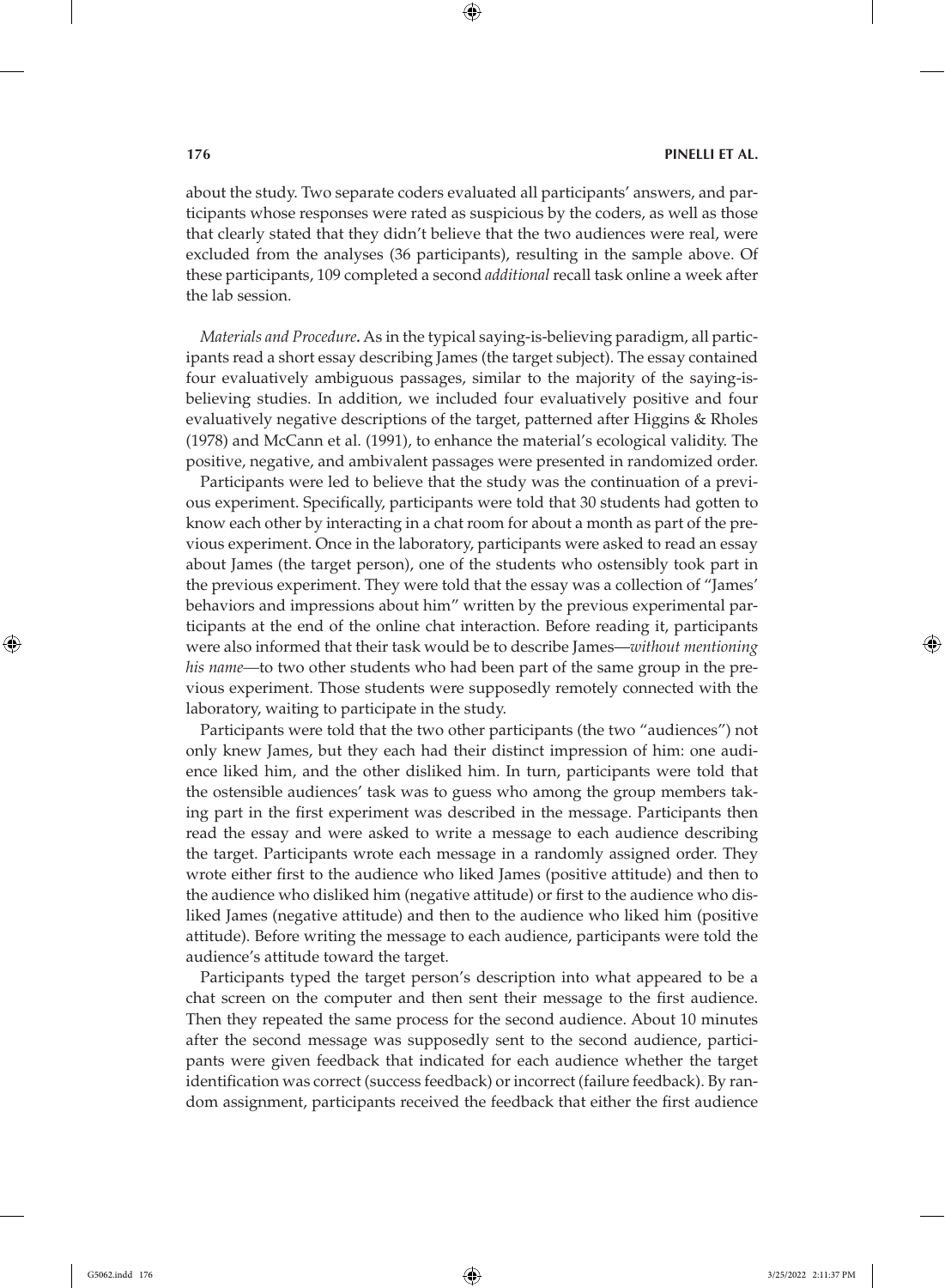about the study. Two separate coders evaluated all participants' answers, and participants whose responses were rated as suspicious by the coders, as well as those that clearly stated that they didn't believe that the two audiences were real, were excluded from the analyses (36 participants), resulting in the sample above. Of these participants, 109 completed a second *additional* recall task online a week after the lab session.

*Materials and Procedure***.** As in the typical saying-is-believing paradigm, all participants read a short essay describing James (the target subject). The essay contained four evaluatively ambiguous passages, similar to the majority of the saying-is-believing studies. In addition, we included four evaluatively positive and four evaluatively negative descriptions of the target, patterned after Higgins & Rholes (1978) and McCann et al. (1991), to enhance the material's ecological validity. The positive, negative, and ambivalent passages were presented in randomized order.

Participants were led to believe that the study was the continuation of a previous experiment. Specifically, participants were told that 30 students had gotten to know each other by interacting in a chat room for about a month as part of the previous experiment. Once in the laboratory, participants were asked to read an essay about James (the target person), one of the students who ostensibly took part in the previous experiment. They were told that the essay was a collection of "James' behaviors and impressions about him" written by the previous experimental participants at the end of the online chat interaction. Before reading it, participants were also informed that their task would be to describe James—*without mentioning his name*—to two other students who had been part of the same group in the previous experiment. Those students were supposedly remotely connected with the laboratory, waiting to participate in the study.

Participants were told that the two other participants (the two "audiences") not only knew James, but they each had their distinct impression of him: one audience liked him, and the other disliked him. In turn, participants were told that the ostensible audiences' task was to guess who among the group members taking part in the first experiment was described in the message. Participants then read the essay and were asked to write a message to each audience describing the target. Participants wrote each message in a randomly assigned order. They wrote either first to the audience who liked James (positive attitude) and then to the audience who disliked him (negative attitude) or first to the audience who disliked James (negative attitude) and then to the audience who liked him (positive attitude). Before writing the message to each audience, participants were told the audience's attitude toward the target.

Participants typed the target person's description into what appeared to be a chat screen on the computer and then sent their message to the first audience. Then they repeated the same process for the second audience. About 10 minutes after the second message was supposedly sent to the second audience, participants were given feedback that indicated for each audience whether the target identification was correct (success feedback) or incorrect (failure feedback). By random assignment, participants received the feedback that either the first audience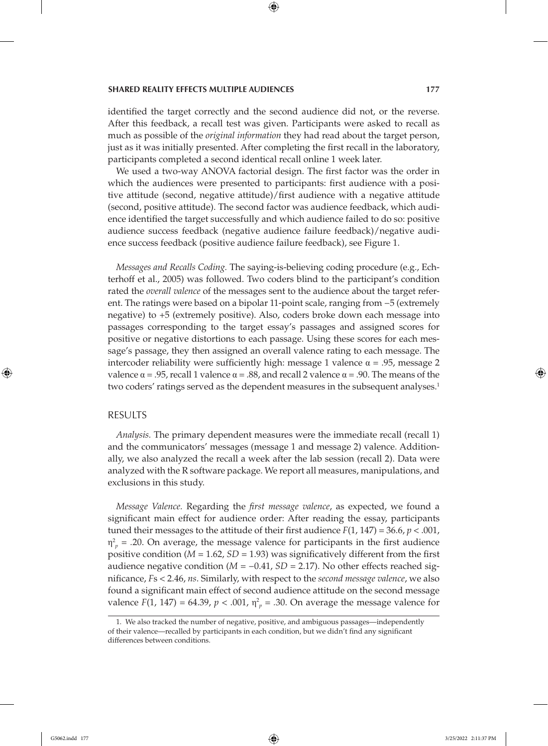identified the target correctly and the second audience did not, or the reverse. After this feedback, a recall test was given. Participants were asked to recall as much as possible of the *original information* they had read about the target person, just as it was initially presented. After completing the first recall in the laboratory, participants completed a second identical recall online 1 week later.

We used a two-way ANOVA factorial design. The first factor was the order in which the audiences were presented to participants: first audience with a positive attitude (second, negative attitude)/first audience with a negative attitude (second, positive attitude). The second factor was audience feedback, which audience identified the target successfully and which audience failed to do so: positive audience success feedback (negative audience failure feedback)/negative audience success feedback (positive audience failure feedback), see Figure 1.

*Messages and Recalls Coding.* The saying-is-believing coding procedure (e.g., Echterhoff et al., 2005) was followed. Two coders blind to the participant's condition rated the *overall valence* of the messages sent to the audience about the target referent. The ratings were based on a bipolar 11-point scale, ranging from −5 (extremely negative) to +5 (extremely positive). Also, coders broke down each message into passages corresponding to the target essay's passages and assigned scores for positive or negative distortions to each passage. Using these scores for each message's passage, they then assigned an overall valence rating to each message. The intercoder reliability were sufficiently high: message 1 valence $\alpha = .95$, message 2 valence $\alpha = .95$, recall 1 valence $\alpha = .88$, and recall 2 valence $\alpha = .90$. The means of the two coders' ratings served as the dependent measures in the subsequent analyses.[1]

## RESULTS

*Analysis.* The primary dependent measures were the immediate recall (recall 1) and the communicators' messages (message 1 and message 2) valence. Additionally, we also analyzed the recall a week after the lab session (recall 2). Data were analyzed with the R software package. We report all measures, manipulations, and exclusions in this study.

*Message Valence.* Regarding the *first message valence*, as expected, we found a significant main effect for audience order: After reading the essay, participants tuned their messages to the attitude of their first audience $F(1, 147) = 36.6$, $p < .001$, $\eta^2_p = .20$. On average, the message valence for participants in the first audience positive condition ($M = 1.62$, $SD = 1.93$) was significatively different from the first audience negative condition ($M = -0.41$, $SD = 2.17$). No other effects reached significance, $F$s $< 2.46$, *ns*. Similarly, with respect to the *second message valence*, we also found a significant main effect of second audience attitude on the second message valence $F(1, 147) = 64.39$, $p < .001$, $\eta^2_p = .30$. On average the message valence for

1. We also tracked the number of negative, positive, and ambiguous passages—independently of their valence—recalled by participants in each condition, but we didn't find any significant differences between conditions.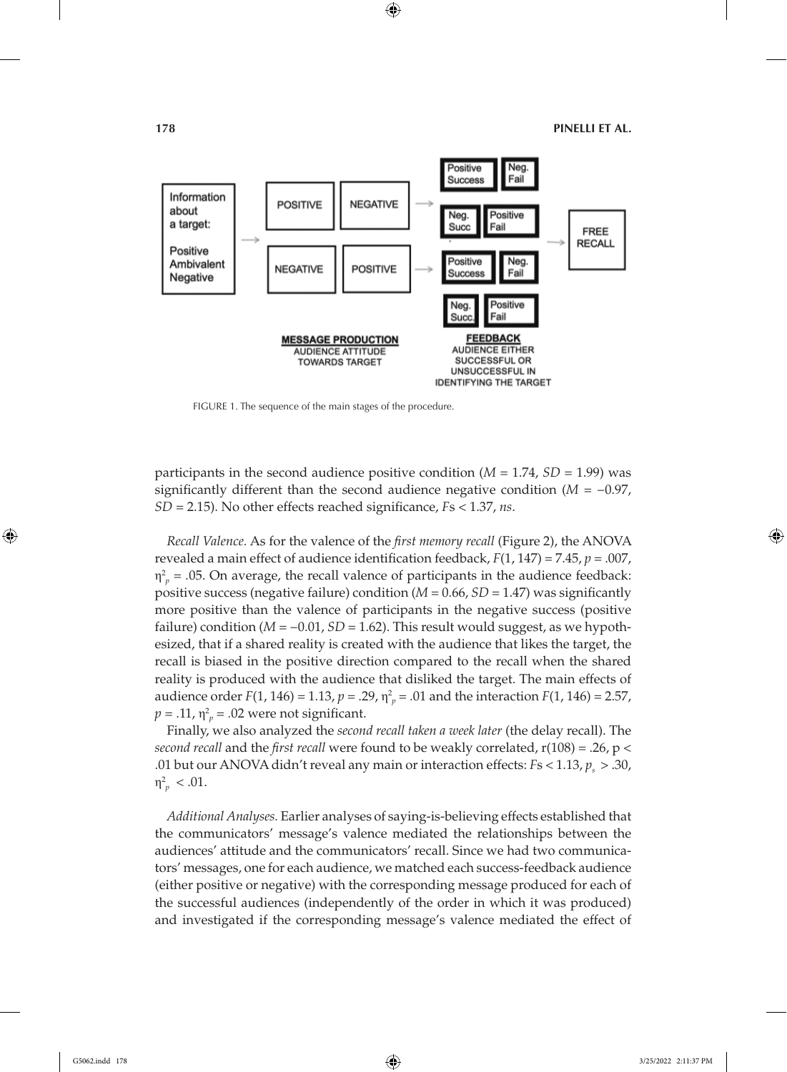FIGURE 1. The sequence of the main stages of the procedure.

participants in the second audience positive condition ($M$ = 1.74, $SD$ = 1.99) was significantly different than the second audience negative condition ($M$ = −0.97, $SD$ = 2.15). No other effects reached significance, $F$s < 1.37, *ns*.

*Recall Valence.* As for the valence of the *first memory recall* (Figure 2), the ANOVA revealed a main effect of audience identification feedback, $F(1, 147) = 7.45$, $p = .007$, $\eta^2_p = .05$. On average, the recall valence of participants in the audience feedback: positive success (negative failure) condition ($M$ = 0.66, $SD$ = 1.47) was significantly more positive than the valence of participants in the negative success (positive failure) condition ($M$ = −0.01, $SD$ = 1.62). This result would suggest, as we hypothesized, that if a shared reality is created with the audience that likes the target, the recall is biased in the positive direction compared to the recall when the shared reality is produced with the audience that disliked the target. The main effects of audience order $F(1, 146) = 1.13$, $p = .29$, $\eta^2_p = .01$ and the interaction $F(1, 146) = 2.57$, $p = .11$, $\eta^2_p = .02$ were not significant.

Finally, we also analyzed the *second recall taken a week later* (the delay recall). The *second recall* and the *first recall* were found to be weakly correlated, $r(108) = .26$, $p < .01$ but our ANOVA didn't reveal any main or interaction effects: $F$s < 1.13, $p_s > .30$, $\eta^2_p < .01$.

*Additional Analyses.* Earlier analyses of saying-is-believing effects established that the communicators' message's valence mediated the relationships between the audiences' attitude and the communicators' recall. Since we had two communicators' messages, one for each audience, we matched each success-feedback audience (either positive or negative) with the corresponding message produced for each of the successful audiences (independently of the order in which it was produced) and investigated if the corresponding message's valence mediated the effect of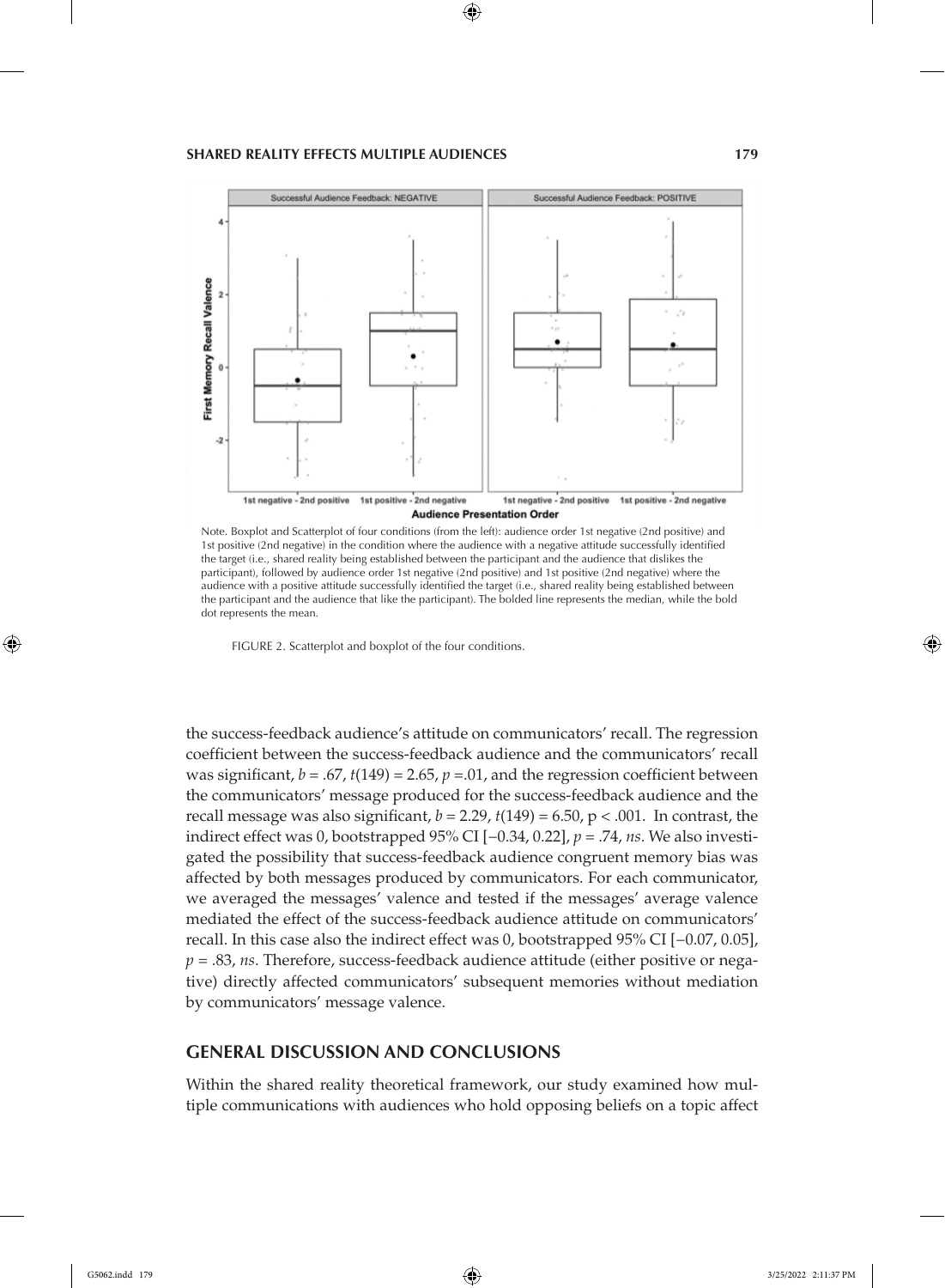Note. Boxplot and Scatterplot of four conditions (from the left): audience order 1st negative (2nd positive) and 1st positive (2nd negative) in the condition where the audience with a negative attitude successfully identified the target (i.e., shared reality being established between the participant and the audience that dislikes the participant), followed by audience order 1st negative (2nd positive) and 1st positive (2nd negative) where the audience with a positive attitude successfully identified the target (i.e., shared reality being established between the participant and the audience that like the participant). The bolded line represents the median, while the bold dot represents the mean.

FIGURE 2. Scatterplot and boxplot of the four conditions.

the success-feedback audience's attitude on communicators' recall. The regression coefficient between the success-feedback audience and the communicators' recall was significant, $b = .67$, $t(149) = 2.65$, $p = .01$, and the regression coefficient between the communicators' message produced for the success-feedback audience and the recall message was also significant, $b = 2.29$, $t(149) = 6.50$, $p < .001$. In contrast, the indirect effect was 0, bootstrapped 95% CI [−0.34, 0.22], $p = .74$, *ns*. We also investigated the possibility that success-feedback audience congruent memory bias was affected by both messages produced by communicators. For each communicator, we averaged the messages' valence and tested if the messages' average valence mediated the effect of the success-feedback audience attitude on communicators' recall. In this case also the indirect effect was 0, bootstrapped 95% CI [−0.07, 0.05], $p = .83$, *ns*. Therefore, success-feedback audience attitude (either positive or negative) directly affected communicators' subsequent memories without mediation by communicators' message valence.

## GENERAL DISCUSSION AND CONCLUSIONS

Within the shared reality theoretical framework, our study examined how multiple communications with audiences who hold opposing beliefs on a topic affect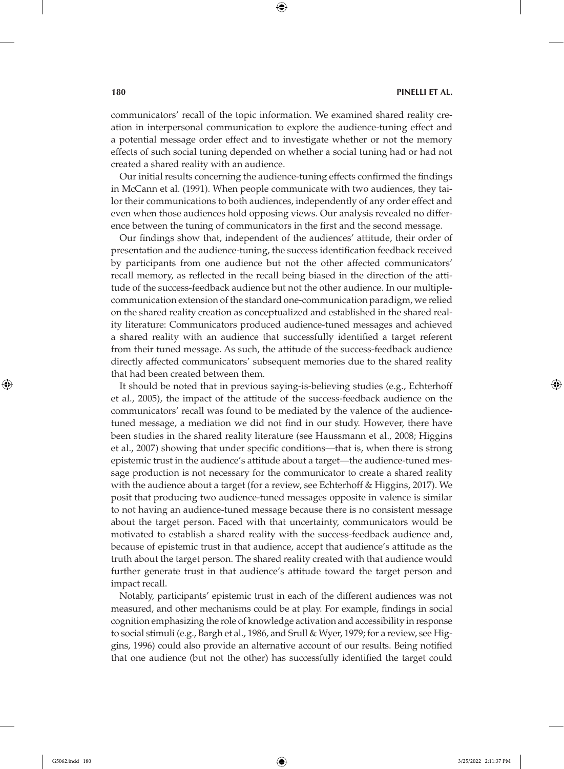communicators' recall of the topic information. We examined shared reality creation in interpersonal communication to explore the audience-tuning effect and a potential message order effect and to investigate whether or not the memory effects of such social tuning depended on whether a social tuning had or had not created a shared reality with an audience.

Our initial results concerning the audience-tuning effects confirmed the findings in McCann et al. (1991). When people communicate with two audiences, they tailor their communications to both audiences, independently of any order effect and even when those audiences hold opposing views. Our analysis revealed no difference between the tuning of communicators in the first and the second message.

Our findings show that, independent of the audiences' attitude, their order of presentation and the audience-tuning, the success identification feedback received by participants from one audience but not the other affected communicators' recall memory, as reflected in the recall being biased in the direction of the attitude of the success-feedback audience but not the other audience. In our multiple-communication extension of the standard one-communication paradigm, we relied on the shared reality creation as conceptualized and established in the shared reality literature: Communicators produced audience-tuned messages and achieved a shared reality with an audience that successfully identified a target referent from their tuned message. As such, the attitude of the success-feedback audience directly affected communicators' subsequent memories due to the shared reality that had been created between them.

It should be noted that in previous saying-is-believing studies (e.g., Echterhoff et al., 2005), the impact of the attitude of the success-feedback audience on the communicators' recall was found to be mediated by the valence of the audience-tuned message, a mediation we did not find in our study. However, there have been studies in the shared reality literature (see Haussmann et al., 2008; Higgins et al., 2007) showing that under specific conditions—that is, when there is strong epistemic trust in the audience's attitude about a target—the audience-tuned message production is not necessary for the communicator to create a shared reality with the audience about a target (for a review, see Echterhoff & Higgins, 2017). We posit that producing two audience-tuned messages opposite in valence is similar to not having an audience-tuned message because there is no consistent message about the target person. Faced with that uncertainty, communicators would be motivated to establish a shared reality with the success-feedback audience and, because of epistemic trust in that audience, accept that audience's attitude as the truth about the target person. The shared reality created with that audience would further generate trust in that audience's attitude toward the target person and impact recall.

Notably, participants' epistemic trust in each of the different audiences was not measured, and other mechanisms could be at play. For example, findings in social cognition emphasizing the role of knowledge activation and accessibility in response to social stimuli (e.g., Bargh et al., 1986, and Srull & Wyer, 1979; for a review, see Higgins, 1996) could also provide an alternative account of our results. Being notified that one audience (but not the other) has successfully identified the target could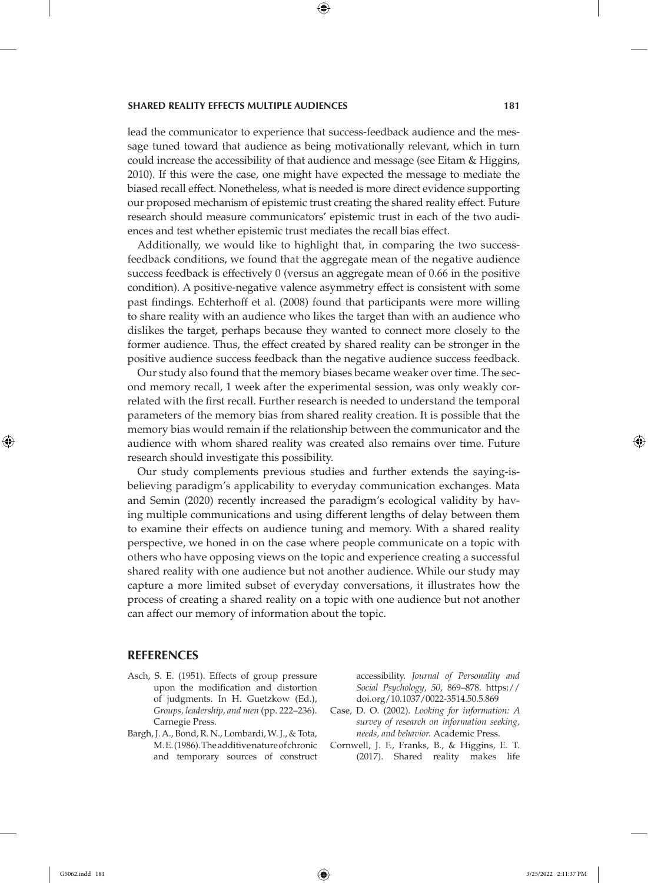lead the communicator to experience that success-feedback audience and the message tuned toward that audience as being motivationally relevant, which in turn could increase the accessibility of that audience and message (see Eitam & Higgins, 2010). If this were the case, one might have expected the message to mediate the biased recall effect. Nonetheless, what is needed is more direct evidence supporting our proposed mechanism of epistemic trust creating the shared reality effect. Future research should measure communicators' epistemic trust in each of the two audiences and test whether epistemic trust mediates the recall bias effect.

Additionally, we would like to highlight that, in comparing the two success-feedback conditions, we found that the aggregate mean of the negative audience success feedback is effectively 0 (versus an aggregate mean of 0.66 in the positive condition). A positive-negative valence asymmetry effect is consistent with some past findings. Echterhoff et al. (2008) found that participants were more willing to share reality with an audience who likes the target than with an audience who dislikes the target, perhaps because they wanted to connect more closely to the former audience. Thus, the effect created by shared reality can be stronger in the positive audience success feedback than the negative audience success feedback.

Our study also found that the memory biases became weaker over time. The second memory recall, 1 week after the experimental session, was only weakly correlated with the first recall. Further research is needed to understand the temporal parameters of the memory bias from shared reality creation. It is possible that the memory bias would remain if the relationship between the communicator and the audience with whom shared reality was created also remains over time. Future research should investigate this possibility.

Our study complements previous studies and further extends the saying-is-believing paradigm's applicability to everyday communication exchanges. Mata and Semin (2020) recently increased the paradigm's ecological validity by having multiple communications and using different lengths of delay between them to examine their effects on audience tuning and memory. With a shared reality perspective, we honed in on the case where people communicate on a topic with others who have opposing views on the topic and experience creating a successful shared reality with one audience but not another audience. While our study may capture a more limited subset of everyday conversations, it illustrates how the process of creating a shared reality on a topic with one audience but not another can affect our memory of information about the topic.

## REFERENCES

Asch, S. E. (1951). Effects of group pressure upon the modification and distortion of judgments. In H. Guetzkow (Ed.), *Groups, leadership, and men* (pp. 222–236). Carnegie Press.

Bargh, J. A., Bond, R. N., Lombardi, W. J., & Tota, M. E. (1986). The additive nature of chronic and temporary sources of construct accessibility. *Journal of Personality and Social Psychology*, *50*, 869–878. https://doi.org/10.1037/0022-3514.50.5.869

Case, D. O. (2002). *Looking for information: A survey of research on information seeking, needs, and behavior.* Academic Press.

Cornwell, J. F., Franks, B., & Higgins, E. T. (2017). Shared reality makes life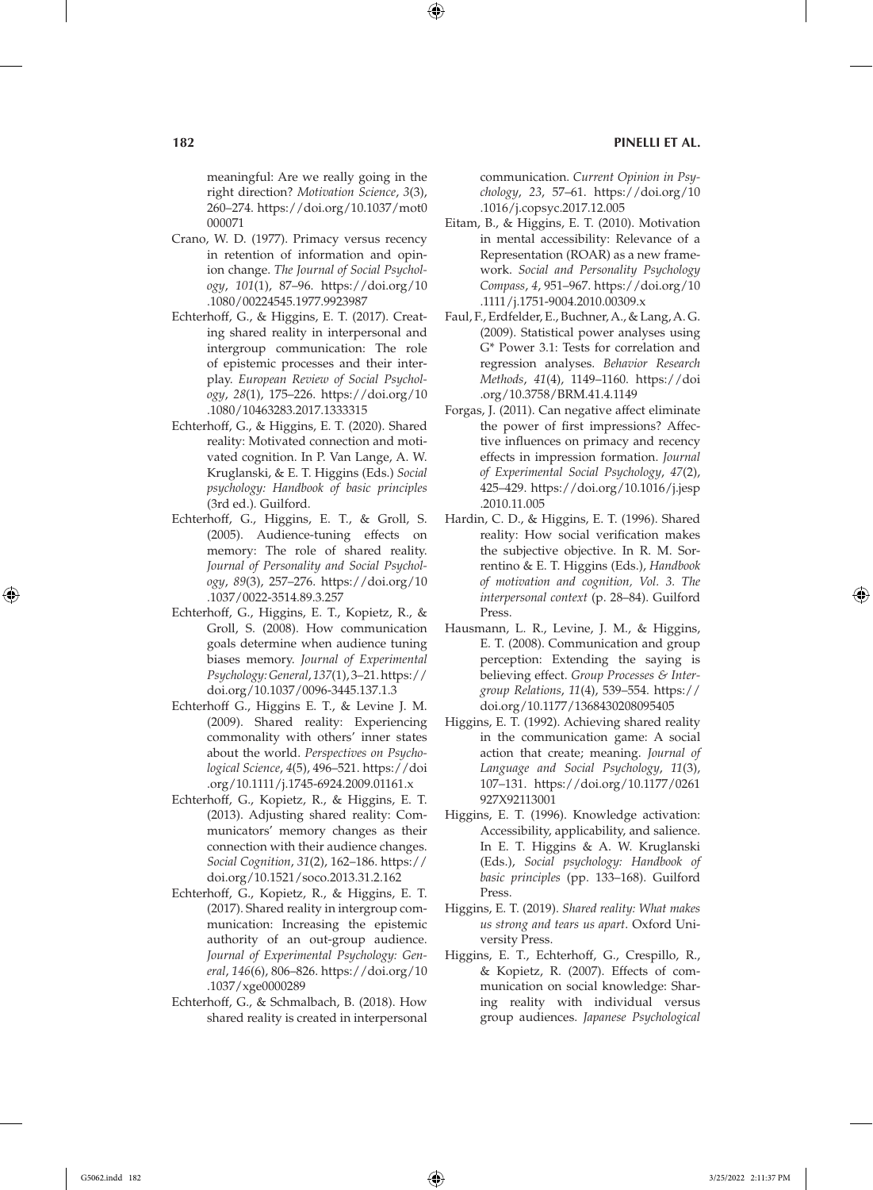meaningful: Are we really going in the right direction? *Motivation Science*, *3*(3), 260–274. https://doi.org/10.1037/mot0000071

Crano, W. D. (1977). Primacy versus recency in retention of information and opinion change. *The Journal of Social Psychology*, *101*(1), 87–96. https://doi.org/10.1080/00224545.1977.9923987

Echterhoff, G., & Higgins, E. T. (2017). Creating shared reality in interpersonal and intergroup communication: The role of epistemic processes and their interplay. *European Review of Social Psychology*, *28*(1), 175–226. https://doi.org/10.1080/10463283.2017.1333315

Echterhoff, G., & Higgins, E. T. (2020). Shared reality: Motivated connection and motivated cognition. In P. Van Lange, A. W. Kruglanski, & E. T. Higgins (Eds.) *Social psychology: Handbook of basic principles* (3rd ed.). Guilford.

Echterhoff, G., Higgins, E. T., & Groll, S. (2005). Audience-tuning effects on memory: The role of shared reality. *Journal of Personality and Social Psychology*, *89*(3), 257–276. https://doi.org/10.1037/0022-3514.89.3.257

Echterhoff, G., Higgins, E. T., Kopietz, R., & Groll, S. (2008). How communication goals determine when audience tuning biases memory. *Journal of Experimental Psychology: General*, *137*(1), 3–21. https://doi.org/10.1037/0096-3445.137.1.3

Echterhoff G., Higgins E. T., & Levine J. M. (2009). Shared reality: Experiencing commonality with others' inner states about the world. *Perspectives on Psychological Science*, *4*(5), 496–521. https://doi.org/10.1111/j.1745-6924.2009.01161.x

Echterhoff, G., Kopietz, R., & Higgins, E. T. (2013). Adjusting shared reality: Communicators' memory changes as their connection with their audience changes. *Social Cognition*, *31*(2), 162–186. https://doi.org/10.1521/soco.2013.31.2.162

Echterhoff, G., Kopietz, R., & Higgins, E. T. (2017). Shared reality in intergroup communication: Increasing the epistemic authority of an out-group audience. *Journal of Experimental Psychology: General*, *146*(6), 806–826. https://doi.org/10.1037/xge0000289

Echterhoff, G., & Schmalbach, B. (2018). How shared reality is created in interpersonal communication. *Current Opinion in Psychology*, *23*, 57–61. https://doi.org/10.1016/j.copsyc.2017.12.005

Eitam, B., & Higgins, E. T. (2010). Motivation in mental accessibility: Relevance of a Representation (ROAR) as a new framework. *Social and Personality Psychology Compass*, *4*, 951–967. https://doi.org/10.1111/j.1751-9004.2010.00309.x

Faul, F., Erdfelder, E., Buchner, A., & Lang, A. G. (2009). Statistical power analyses using G* Power 3.1: Tests for correlation and regression analyses. *Behavior Research Methods*, *41*(4), 1149–1160. https://doi.org/10.3758/BRM.41.4.1149

Forgas, J. (2011). Can negative affect eliminate the power of first impressions? Affective influences on primacy and recency effects in impression formation. *Journal of Experimental Social Psychology*, *47*(2), 425–429. https://doi.org/10.1016/j.jesp.2010.11.005

Hardin, C. D., & Higgins, E. T. (1996). Shared reality: How social verification makes the subjective objective. In R. M. Sorrentino & E. T. Higgins (Eds.), *Handbook of motivation and cognition, Vol. 3. The interpersonal context* (p. 28–84). Guilford Press.

Hausmann, L. R., Levine, J. M., & Higgins, E. T. (2008). Communication and group perception: Extending the saying is believing effect. *Group Processes & Intergroup Relations*, *11*(4), 539–554. https://doi.org/10.1177/1368430208095405

Higgins, E. T. (1992). Achieving shared reality in the communication game: A social action that create; meaning. *Journal of Language and Social Psychology*, *11*(3), 107–131. https://doi.org/10.1177/0261927X92113001

Higgins, E. T. (1996). Knowledge activation: Accessibility, applicability, and salience. In E. T. Higgins & A. W. Kruglanski (Eds.), *Social psychology: Handbook of basic principles* (pp. 133–168). Guilford Press.

Higgins, E. T. (2019). *Shared reality: What makes us strong and tears us apart*. Oxford University Press.

Higgins, E. T., Echterhoff, G., Crespillo, R., & Kopietz, R. (2007). Effects of communication on social knowledge: Sharing reality with individual versus group audiences. *Japanese Psychological*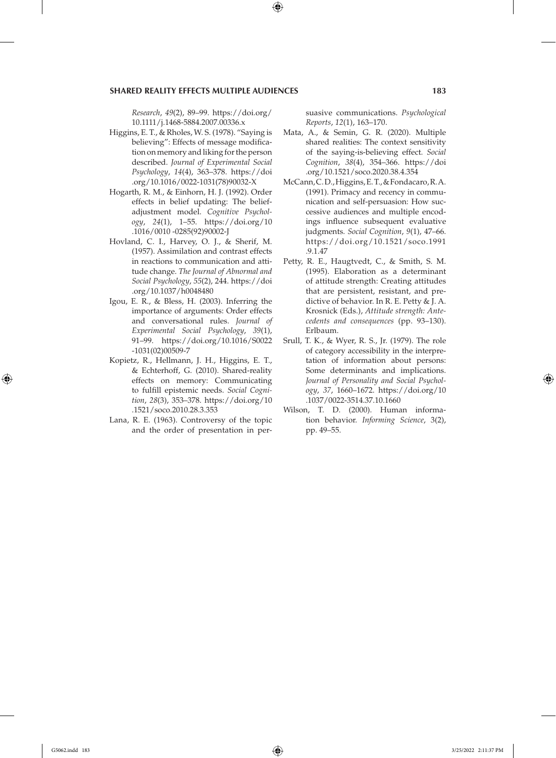*Research*, *49*(2), 89–99. https://doi.org/10.1111/j.1468-5884.2007.00336.x

Higgins, E. T., & Rholes, W. S. (1978). "Saying is believing": Effects of message modification on memory and liking for the person described. *Journal of Experimental Social Psychology*, *14*(4), 363–378. https://doi.org/10.1016/0022-1031(78)90032-X

Hogarth, R. M., & Einhorn, H. J. (1992). Order effects in belief updating: The belief-adjustment model. *Cognitive Psychology*, *24*(1), 1–55. https://doi.org/10.1016/0010-0285(92)90002-J

Hovland, C. I., Harvey, O. J., & Sherif, M. (1957). Assimilation and contrast effects in reactions to communication and attitude change. *The Journal of Abnormal and Social Psychology*, *55*(2), 244. https://doi.org/10.1037/h0048480

Igou, E. R., & Bless, H. (2003). Inferring the importance of arguments: Order effects and conversational rules. *Journal of Experimental Social Psychology*, *39*(1), 91–99. https://doi.org/10.1016/S0022-1031(02)00509-7

Kopietz, R., Hellmann, J. H., Higgins, E. T., & Echterhoff, G. (2010). Shared-reality effects on memory: Communicating to fulfill epistemic needs. *Social Cognition*, *28*(3), 353–378. https://doi.org/10.1521/soco.2010.28.3.353

Lana, R. E. (1963). Controversy of the topic and the order of presentation in persuasive communications. *Psychological Reports*, *12*(1), 163–170.

Mata, A., & Semin, G. R. (2020). Multiple shared realities: The context sensitivity of the saying-is-believing effect. *Social Cognition*, *38*(4), 354–366. https://doi.org/10.1521/soco.2020.38.4.354

McCann, C. D., Higgins, E. T., & Fondacaro, R. A. (1991). Primacy and recency in communication and self-persuasion: How successive audiences and multiple encodings influence subsequent evaluative judgments. *Social Cognition*, *9*(1), 47–66. https://doi.org/10.1521/soco.1991.9.1.47

Petty, R. E., Haugtvedt, C., & Smith, S. M. (1995). Elaboration as a determinant of attitude strength: Creating attitudes that are persistent, resistant, and predictive of behavior. In R. E. Petty & J. A. Krosnick (Eds.), *Attitude strength: Antecedents and consequences* (pp. 93–130). Erlbaum.

Srull, T. K., & Wyer, R. S., Jr. (1979). The role of category accessibility in the interpretation of information about persons: Some determinants and implications. *Journal of Personality and Social Psychology*, *37*, 1660–1672. https://doi.org/10.1037/0022-3514.37.10.1660

Wilson, T. D. (2000). Human information behavior. *Informing Science*, 3(2), pp. 49–55.